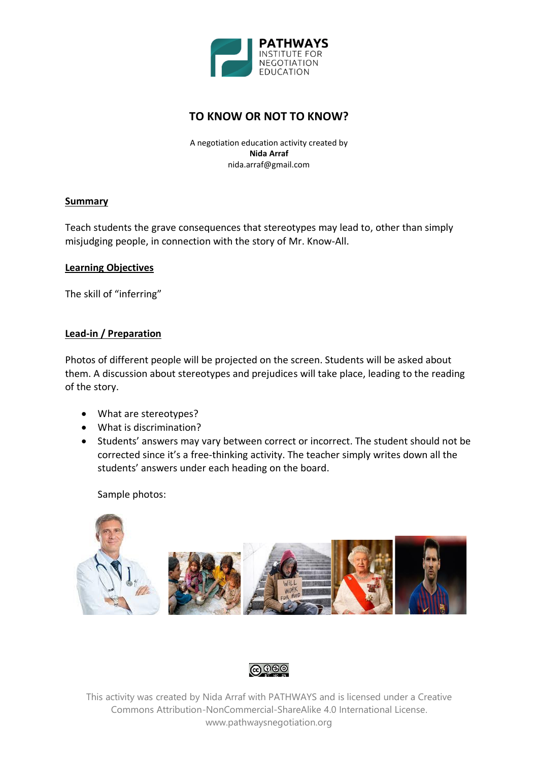PATHWAYS INSTITUTE FOR NEGOTIATION EDUCATION

# TO KNOW OR NOT TO KNOW?

A negotiation education activity created by
**Nida Arraf**
nida.arraf@gmail.com

## Summary

Teach students the grave consequences that stereotypes may lead to, other than simply misjudging people, in connection with the story of Mr. Know-All.

## Learning Objectives

The skill of "inferring"

## Lead-in / Preparation

Photos of different people will be projected on the screen. Students will be asked about them. A discussion about stereotypes and prejudices will take place, leading to the reading of the story.

- What are stereotypes?
- What is discrimination?
- Students' answers may vary between correct or incorrect. The student should not be corrected since it's a free-thinking activity. The teacher simply writes down all the students' answers under each heading on the board.

  Sample photos:

This activity was created by Nida Arraf with PATHWAYS and is licensed under a Creative Commons Attribution-NonCommercial-ShareAlike 4.0 International License.
www.pathwaysnegotiation.org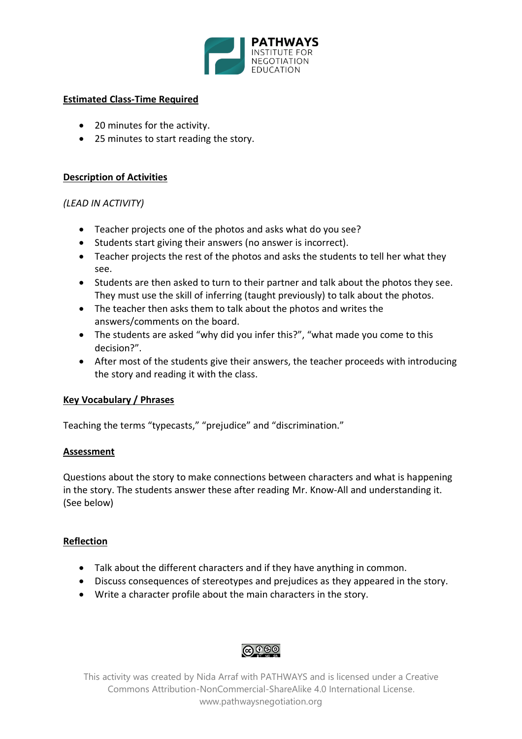**Estimated Class-Time Required**

- 20 minutes for the activity.
- 25 minutes to start reading the story.

**Description of Activities**

*(LEAD IN ACTIVITY)*

- Teacher projects one of the photos and asks what do you see?
- Students start giving their answers (no answer is incorrect).
- Teacher projects the rest of the photos and asks the students to tell her what they see.
- Students are then asked to turn to their partner and talk about the photos they see. They must use the skill of inferring (taught previously) to talk about the photos.
- The teacher then asks them to talk about the photos and writes the answers/comments on the board.
- The students are asked "why did you infer this?", "what made you come to this decision?".
- After most of the students give their answers, the teacher proceeds with introducing the story and reading it with the class.

**Key Vocabulary / Phrases**

Teaching the terms "typecasts," "prejudice" and "discrimination."

**Assessment**

Questions about the story to make connections between characters and what is happening in the story. The students answer these after reading Mr. Know-All and understanding it. (See below)

**Reflection**

- Talk about the different characters and if they have anything in common.
- Discuss consequences of stereotypes and prejudices as they appeared in the story.
- Write a character profile about the main characters in the story.

This activity was created by Nida Arraf with PATHWAYS and is licensed under a Creative Commons Attribution-NonCommercial-ShareAlike 4.0 International License. www.pathwaysnegotiation.org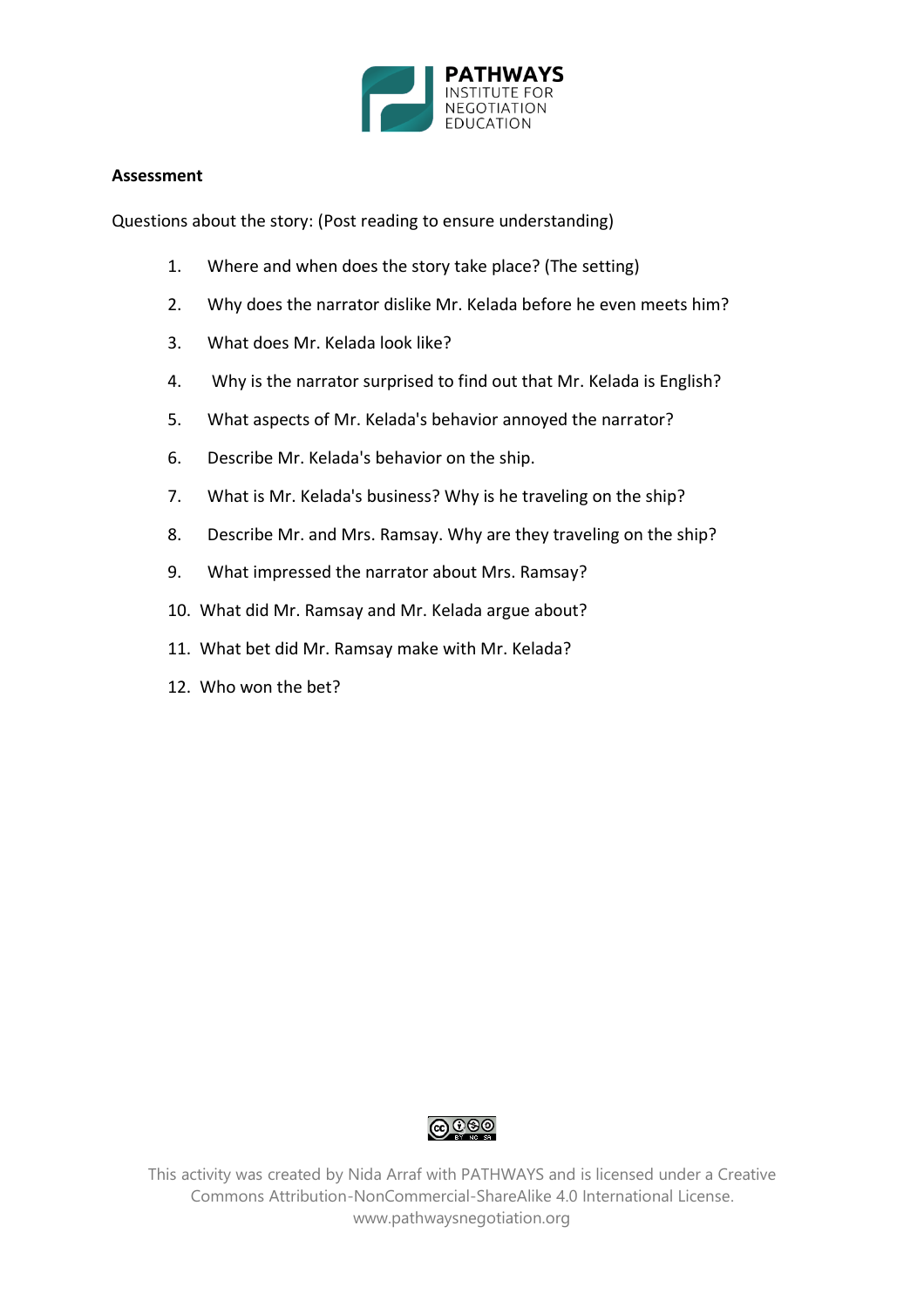PATHWAYS
INSTITUTE FOR
NEGOTIATION
EDUCATION

**Assessment**

Questions about the story: (Post reading to ensure understanding)

1. Where and when does the story take place? (The setting)
2. Why does the narrator dislike Mr. Kelada before he even meets him?
3. What does Mr. Kelada look like?
4. Why is the narrator surprised to find out that Mr. Kelada is English?
5. What aspects of Mr. Kelada's behavior annoyed the narrator?
6. Describe Mr. Kelada's behavior on the ship.
7. What is Mr. Kelada's business? Why is he traveling on the ship?
8. Describe Mr. and Mrs. Ramsay. Why are they traveling on the ship?
9. What impressed the narrator about Mrs. Ramsay?
10. What did Mr. Ramsay and Mr. Kelada argue about?
11. What bet did Mr. Ramsay make with Mr. Kelada?
12. Who won the bet?

This activity was created by Nida Arraf with PATHWAYS and is licensed under a Creative Commons Attribution-NonCommercial-ShareAlike 4.0 International License.
www.pathwaysnegotiation.org